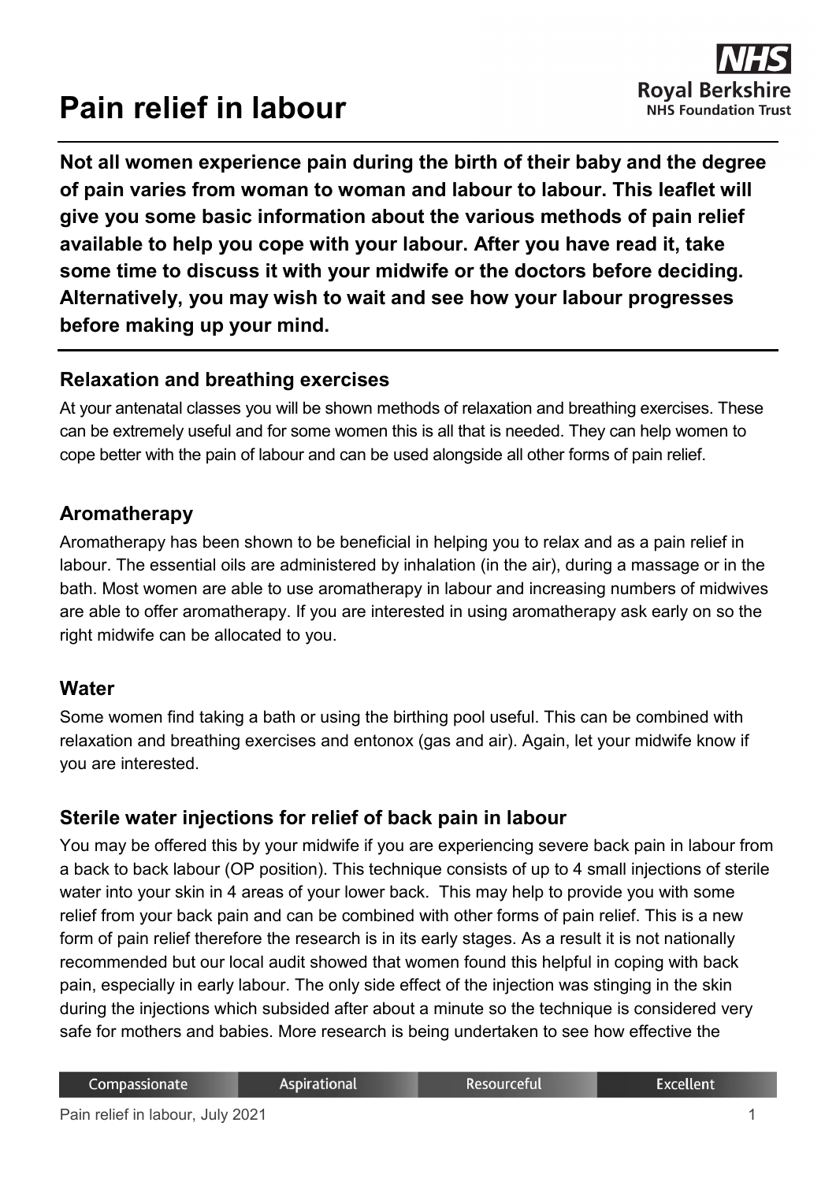# Pain relief in labour

**Not all women experience pain during the birth of their baby and the degree of pain varies from woman to woman and labour to labour. This leaflet will give you some basic information about the various methods of pain relief available to help you cope with your labour. After you have read it, take some time to discuss it with your midwife or the doctors before deciding. Alternatively, you may wish to wait and see how your labour progresses before making up your mind.**

## Relaxation and breathing exercises

At your antenatal classes you will be shown methods of relaxation and breathing exercises. These can be extremely useful and for some women this is all that is needed. They can help women to cope better with the pain of labour and can be used alongside all other forms of pain relief.

## Aromatherapy

Aromatherapy has been shown to be beneficial in helping you to relax and as a pain relief in labour. The essential oils are administered by inhalation (in the air), during a massage or in the bath. Most women are able to use aromatherapy in labour and increasing numbers of midwives are able to offer aromatherapy. If you are interested in using aromatherapy ask early on so the right midwife can be allocated to you.

## Water

Some women find taking a bath or using the birthing pool useful. This can be combined with relaxation and breathing exercises and entonox (gas and air). Again, let your midwife know if you are interested.

## Sterile water injections for relief of back pain in labour

You may be offered this by your midwife if you are experiencing severe back pain in labour from a back to back labour (OP position). This technique consists of up to 4 small injections of sterile water into your skin in 4 areas of your lower back. This may help to provide you with some relief from your back pain and can be combined with other forms of pain relief. This is a new form of pain relief therefore the research is in its early stages. As a result it is not nationally recommended but our local audit showed that women found this helpful in coping with back pain, especially in early labour. The only side effect of the injection was stinging in the skin during the injections which subsided after about a minute so the technique is considered very safe for mothers and babies. More research is being undertaken to see how effective the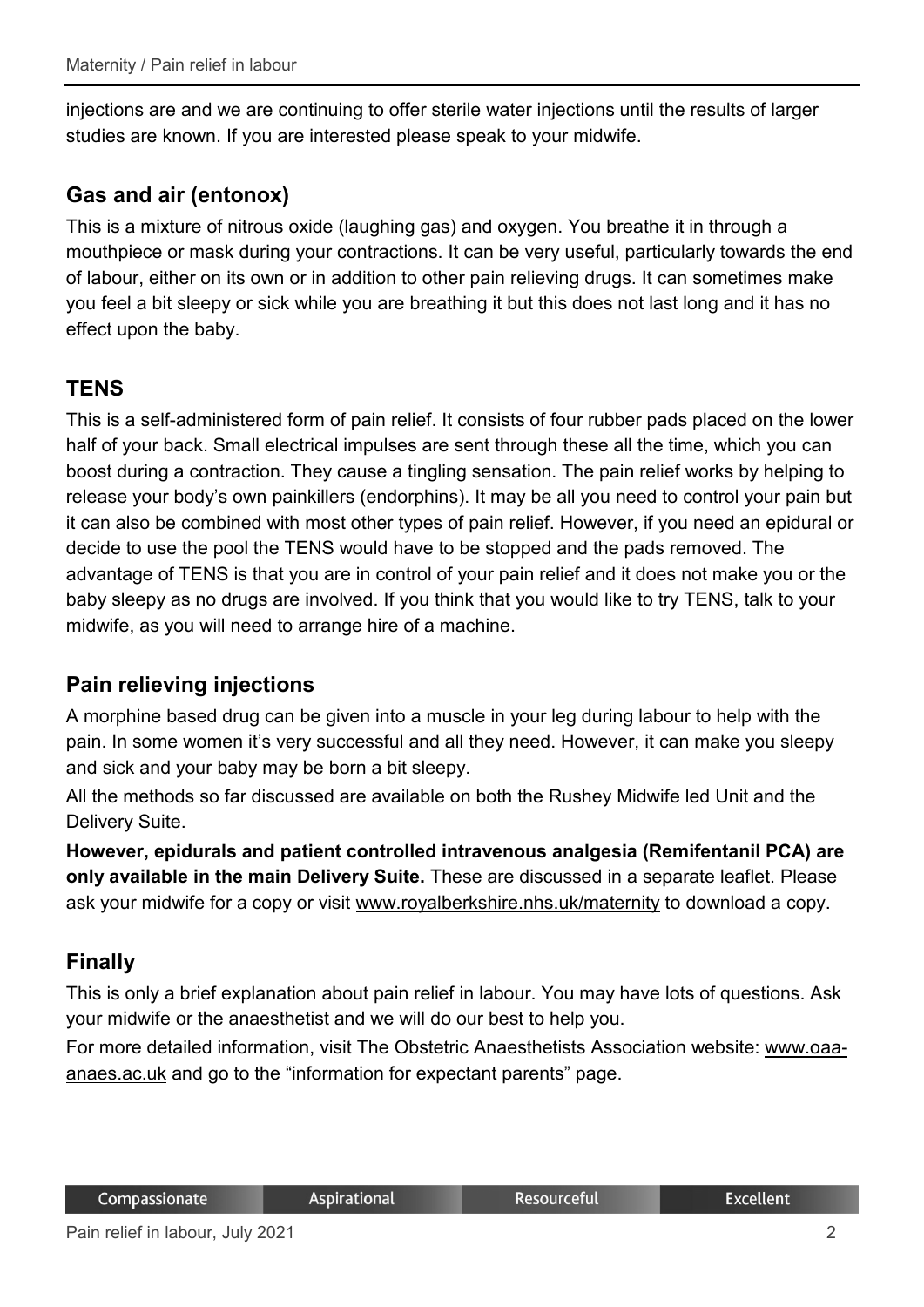injections are and we are continuing to offer sterile water injections until the results of larger studies are known. If you are interested please speak to your midwife.

## Gas and air (entonox)

This is a mixture of nitrous oxide (laughing gas) and oxygen. You breathe it in through a mouthpiece or mask during your contractions. It can be very useful, particularly towards the end of labour, either on its own or in addition to other pain relieving drugs. It can sometimes make you feel a bit sleepy or sick while you are breathing it but this does not last long and it has no effect upon the baby.

## TENS

This is a self-administered form of pain relief. It consists of four rubber pads placed on the lower half of your back. Small electrical impulses are sent through these all the time, which you can boost during a contraction. They cause a tingling sensation. The pain relief works by helping to release your body's own painkillers (endorphins). It may be all you need to control your pain but it can also be combined with most other types of pain relief. However, if you need an epidural or decide to use the pool the TENS would have to be stopped and the pads removed. The advantage of TENS is that you are in control of your pain relief and it does not make you or the baby sleepy as no drugs are involved. If you think that you would like to try TENS, talk to your midwife, as you will need to arrange hire of a machine.

## Pain relieving injections

A morphine based drug can be given into a muscle in your leg during labour to help with the pain. In some women it's very successful and all they need. However, it can make you sleepy and sick and your baby may be born a bit sleepy.

All the methods so far discussed are available on both the Rushey Midwife led Unit and the Delivery Suite.

**However, epidurals and patient controlled intravenous analgesia (Remifentanil PCA) are only available in the main Delivery Suite.** These are discussed in a separate leaflet. Please ask your midwife for a copy or visit www.royalberkshire.nhs.uk/maternity to download a copy.

## Finally

This is only a brief explanation about pain relief in labour. You may have lots of questions. Ask your midwife or the anaesthetist and we will do our best to help you.

For more detailed information, visit The Obstetric Anaesthetists Association website: www.oaa-anaes.ac.uk and go to the "information for expectant parents" page.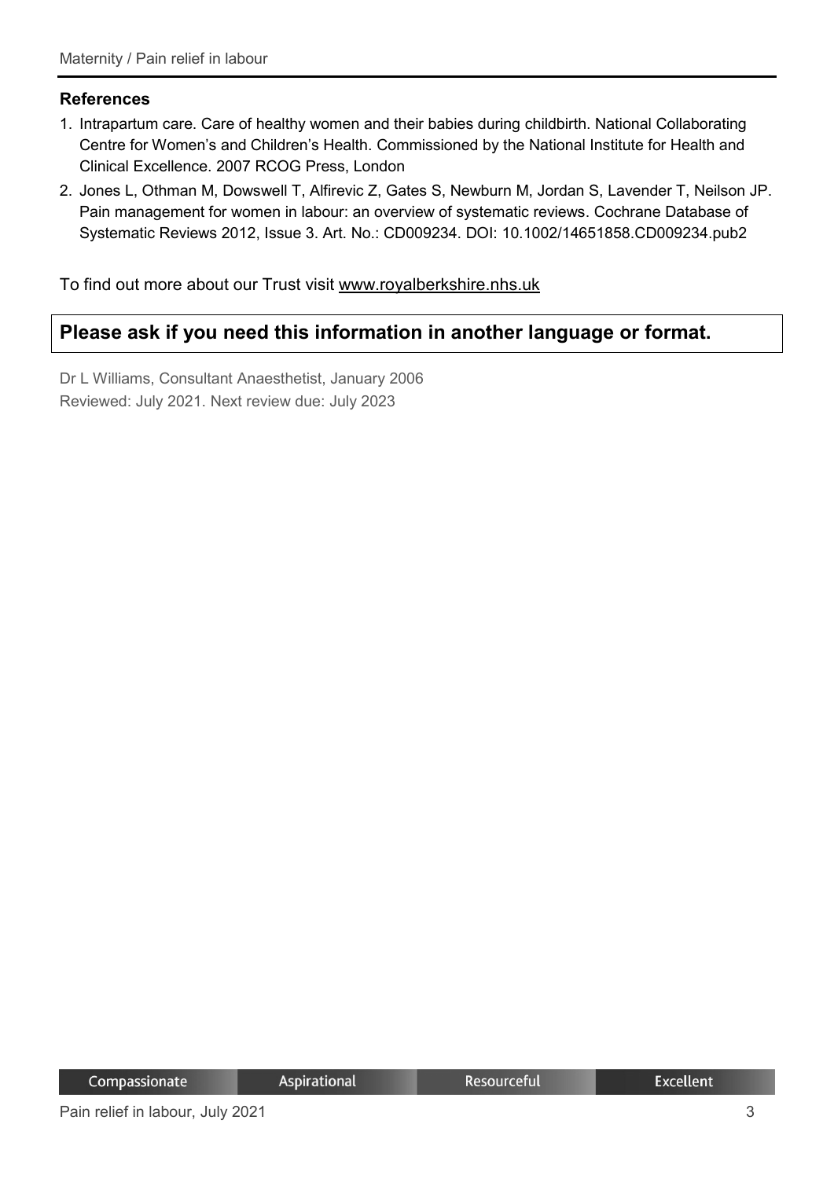## References

1. Intrapartum care. Care of healthy women and their babies during childbirth. National Collaborating Centre for Women's and Children's Health. Commissioned by the National Institute for Health and Clinical Excellence. 2007 RCOG Press, London
2. Jones L, Othman M, Dowswell T, Alfirevic Z, Gates S, Newburn M, Jordan S, Lavender T, Neilson JP. Pain management for women in labour: an overview of systematic reviews. Cochrane Database of Systematic Reviews 2012, Issue 3. Art. No.: CD009234. DOI: 10.1002/14651858.CD009234.pub2

To find out more about our Trust visit www.royalberkshire.nhs.uk

**Please ask if you need this information in another language or format.**

Dr L Williams, Consultant Anaesthetist, January 2006
Reviewed: July 2021. Next review due: July 2023